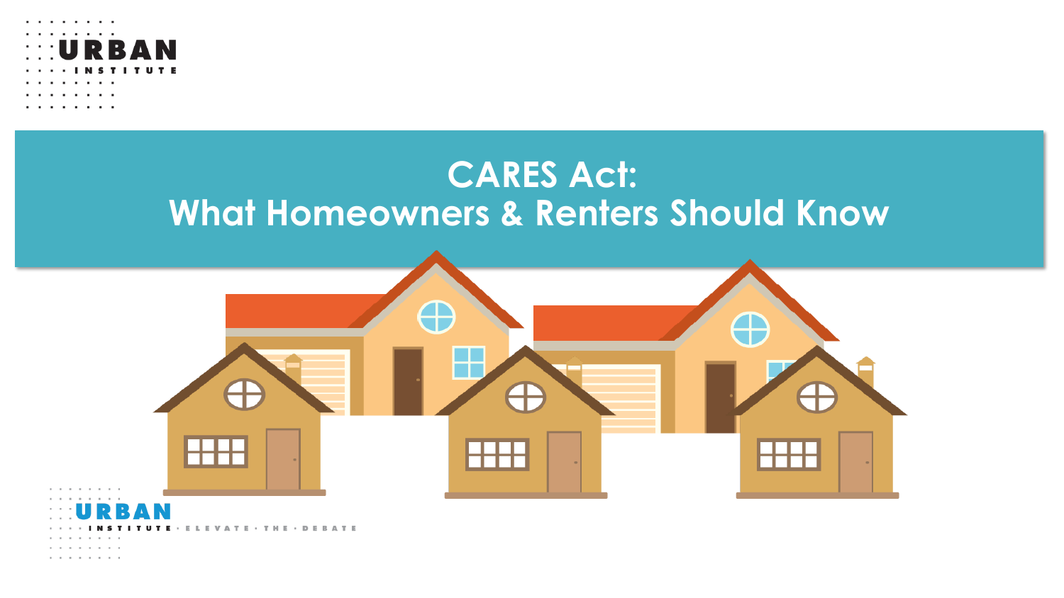URBAN INSTITUTE

# CARES Act: What Homeowners & Renters Should Know

URBAN INSTITUTE · ELEVATE · THE · DEBATE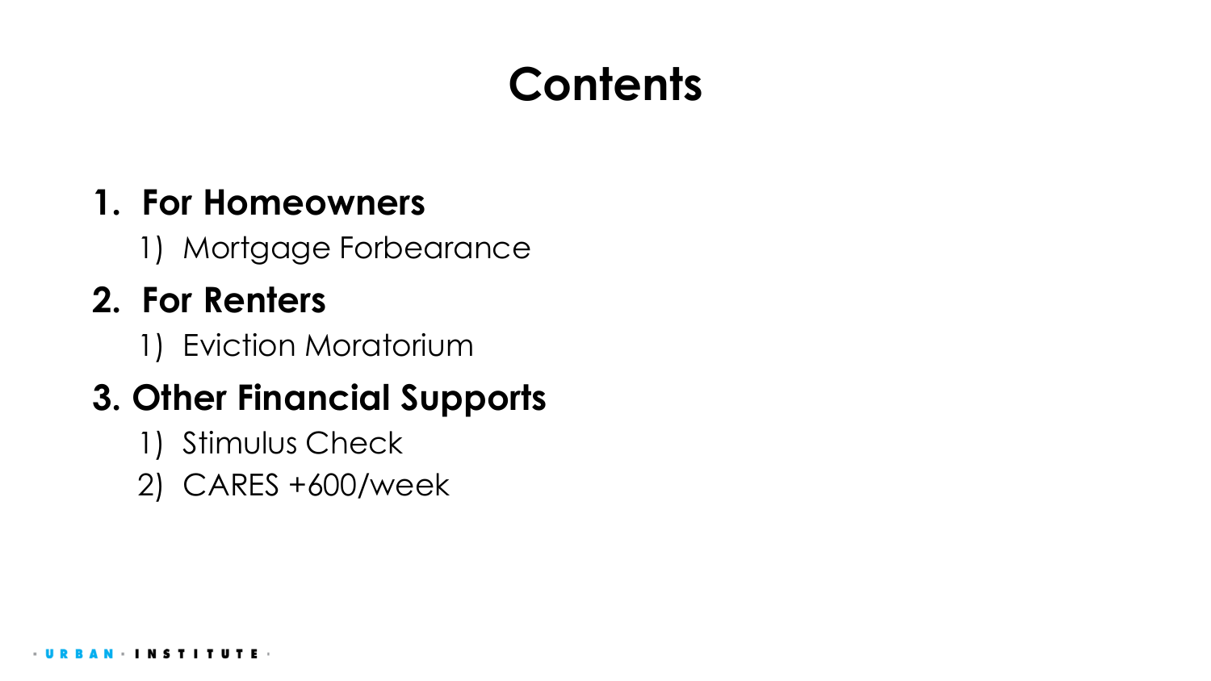# Contents

1. **For Homeowners**
    1) Mortgage Forbearance
2. **For Renters**
    1) Eviction Moratorium
3. **Other Financial Supports**
    1) Stimulus Check
    2) CARES +600/week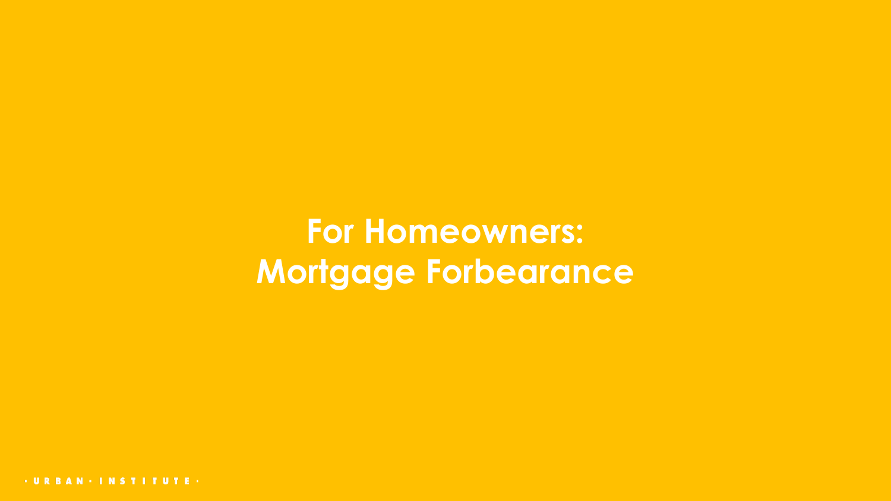# For Homeowners: Mortgage Forbearance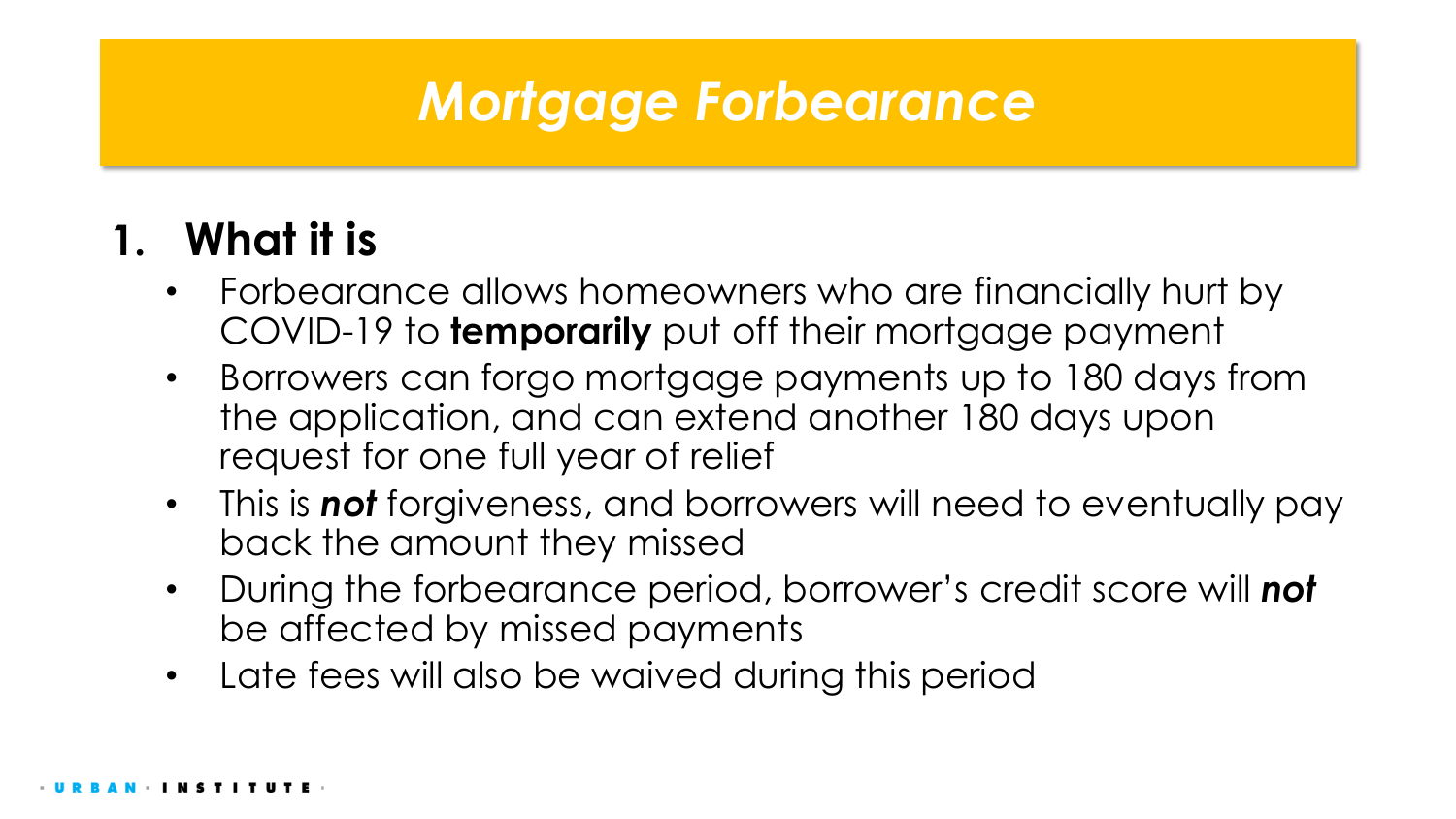# *Mortgage Forbearance*

## 1. What it is

- Forbearance allows homeowners who are financially hurt by COVID-19 to **temporarily** put off their mortgage payment
- Borrowers can forgo mortgage payments up to 180 days from the application, and can extend another 180 days upon request for one full year of relief
- This is ***not*** forgiveness, and borrowers will need to eventually pay back the amount they missed
- During the forbearance period, borrower's credit score will ***not*** be affected by missed payments
- Late fees will also be waived during this period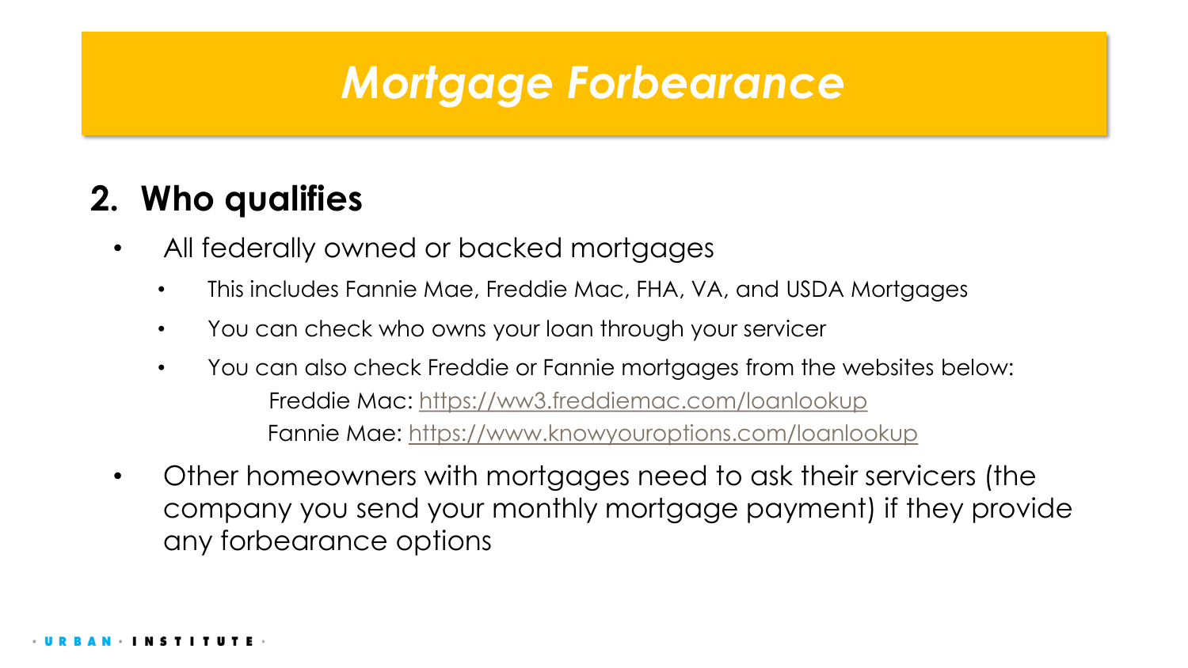# *Mortgage Forbearance*

## 2. Who qualifies

- All federally owned or backed mortgages
  - This includes Fannie Mae, Freddie Mac, FHA, VA, and USDA Mortgages
  - You can check who owns your loan through your servicer
  - You can also check Freddie or Fannie mortgages from the websites below:
    
    Freddie Mac: https://ww3.freddiemac.com/loanlookup
    
    Fannie Mae: https://www.knowyouroptions.com/loanlookup
- Other homeowners with mortgages need to ask their servicers (the company you send your monthly mortgage payment) if they provide any forbearance options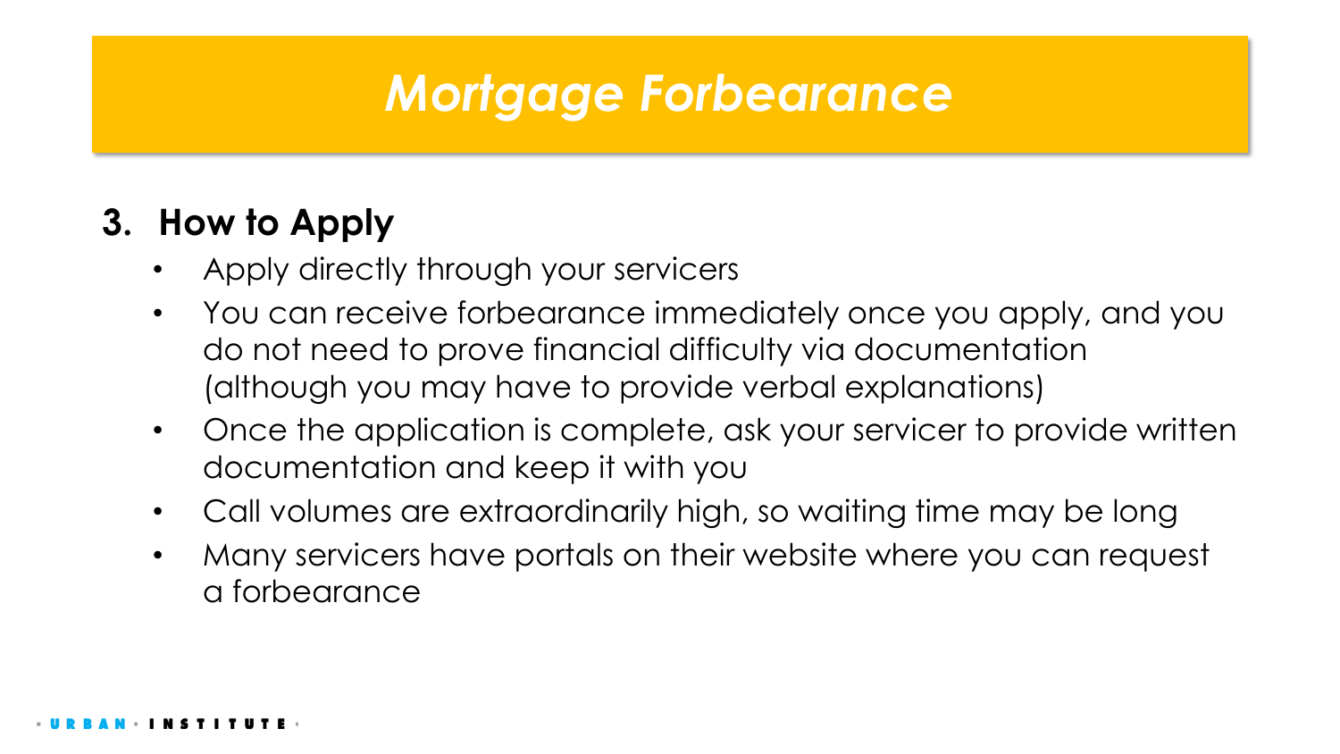# *Mortgage Forbearance*

## 3. How to Apply

- Apply directly through your servicers
- You can receive forbearance immediately once you apply, and you do not need to prove financial difficulty via documentation (although you may have to provide verbal explanations)
- Once the application is complete, ask your servicer to provide written documentation and keep it with you
- Call volumes are extraordinarily high, so waiting time may be long
- Many servicers have portals on their website where you can request a forbearance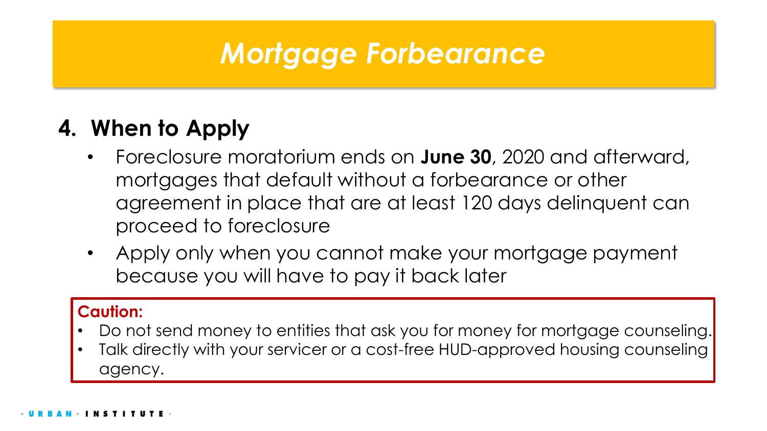# *Mortgage Forbearance*

## 4. When to Apply

- Foreclosure moratorium ends on **June 30**, 2020 and afterward, mortgages that default without a forbearance or other agreement in place that are at least 120 days delinquent can proceed to foreclosure
- Apply only when you cannot make your mortgage payment because you will have to pay it back later

**Caution:**

- Do not send money to entities that ask you for money for mortgage counseling.
- Talk directly with your servicer or a cost-free HUD-approved housing counseling agency.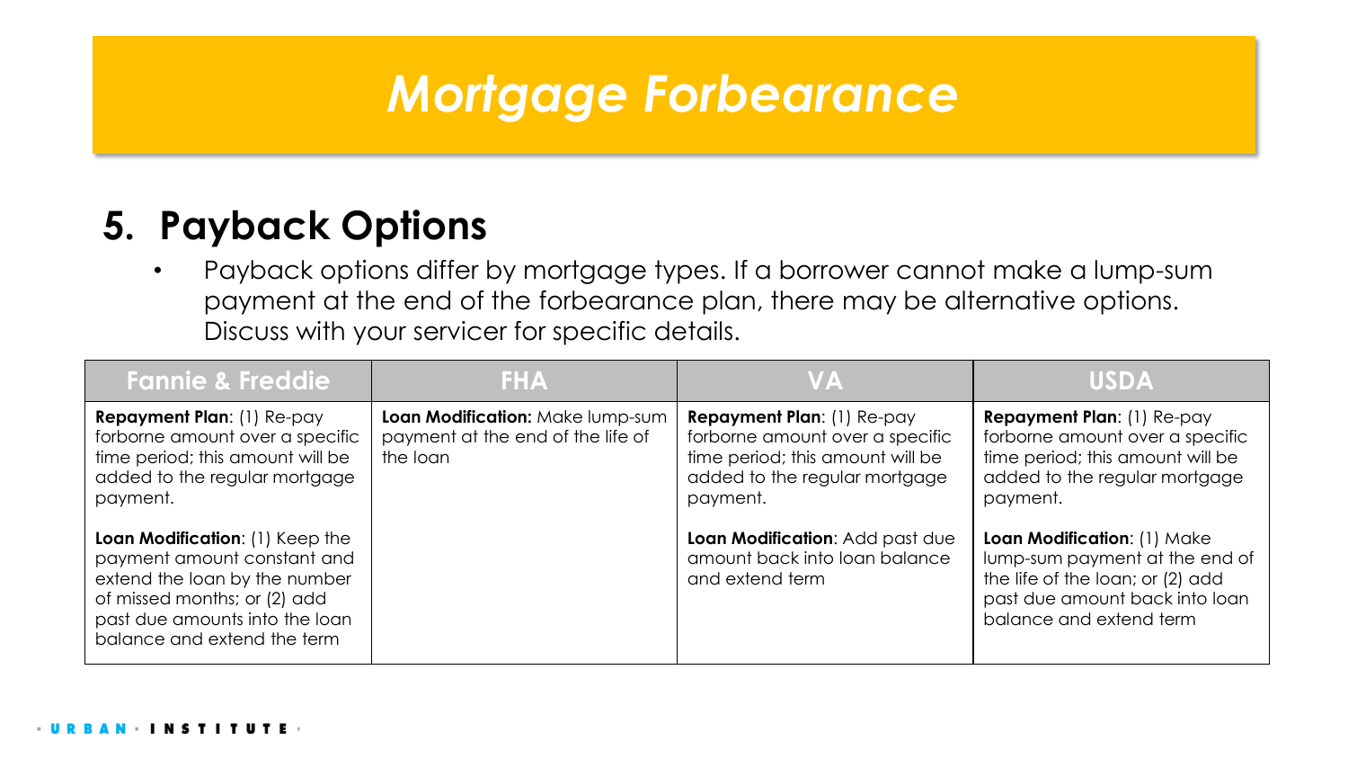# Mortgage Forbearance

## 5. Payback Options

- Payback options differ by mortgage types. If a borrower cannot make a lump-sum payment at the end of the forbearance plan, there may be alternative options. Discuss with your servicer for specific details.

| Fannie & Freddie | FHA | VA | USDA |
| --- | --- | --- | --- |
| **Repayment Plan**: (1) Re-pay forborne amount over a specific time period; this amount will be added to the regular mortgage payment.<br><br>**Loan Modification**: (1) Keep the payment amount constant and extend the loan by the number of missed months; or (2) add past due amounts into the loan balance and extend the term | **Loan Modification:** Make lump-sum payment at the end of the life of the loan | **Repayment Plan**: (1) Re-pay forborne amount over a specific time period; this amount will be added to the regular mortgage payment.<br><br>**Loan Modification**: Add past due amount back into loan balance and extend term | **Repayment Plan**: (1) Re-pay forborne amount over a specific time period; this amount will be added to the regular mortgage payment.<br><br>**Loan Modification**: (1) Make lump-sum payment at the end of the life of the loan; or (2) add past due amount back into loan balance and extend term |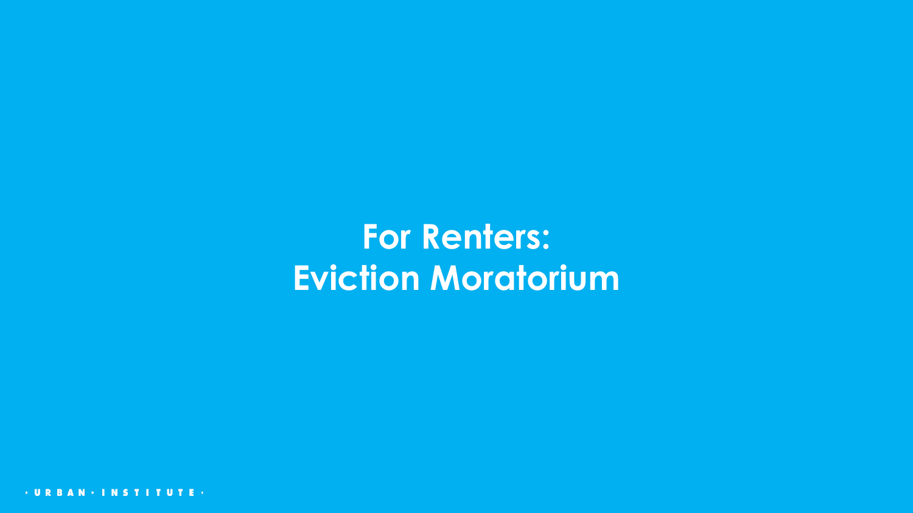# For Renters: Eviction Moratorium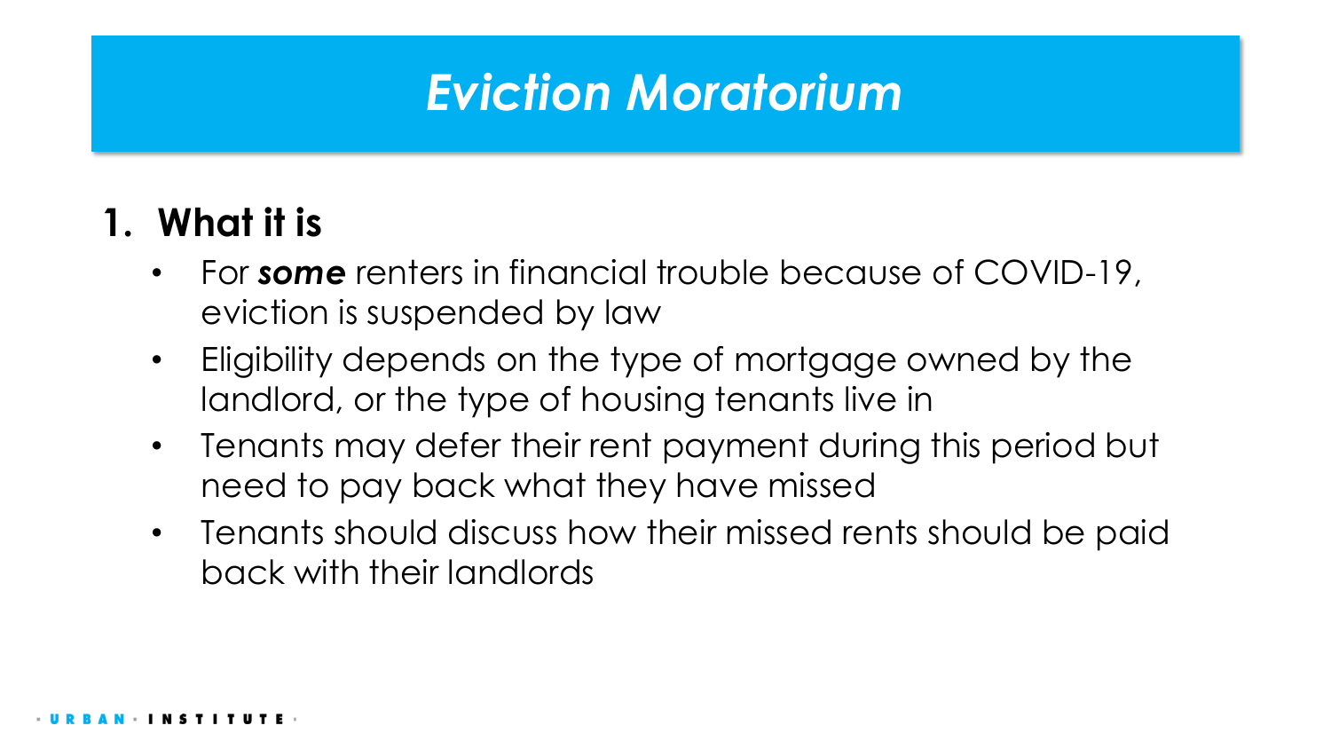# *Eviction Moratorium*

## 1. What it is

- For ***some*** renters in financial trouble because of COVID-19, eviction is suspended by law
- Eligibility depends on the type of mortgage owned by the landlord, or the type of housing tenants live in
- Tenants may defer their rent payment during this period but need to pay back what they have missed
- Tenants should discuss how their missed rents should be paid back with their landlords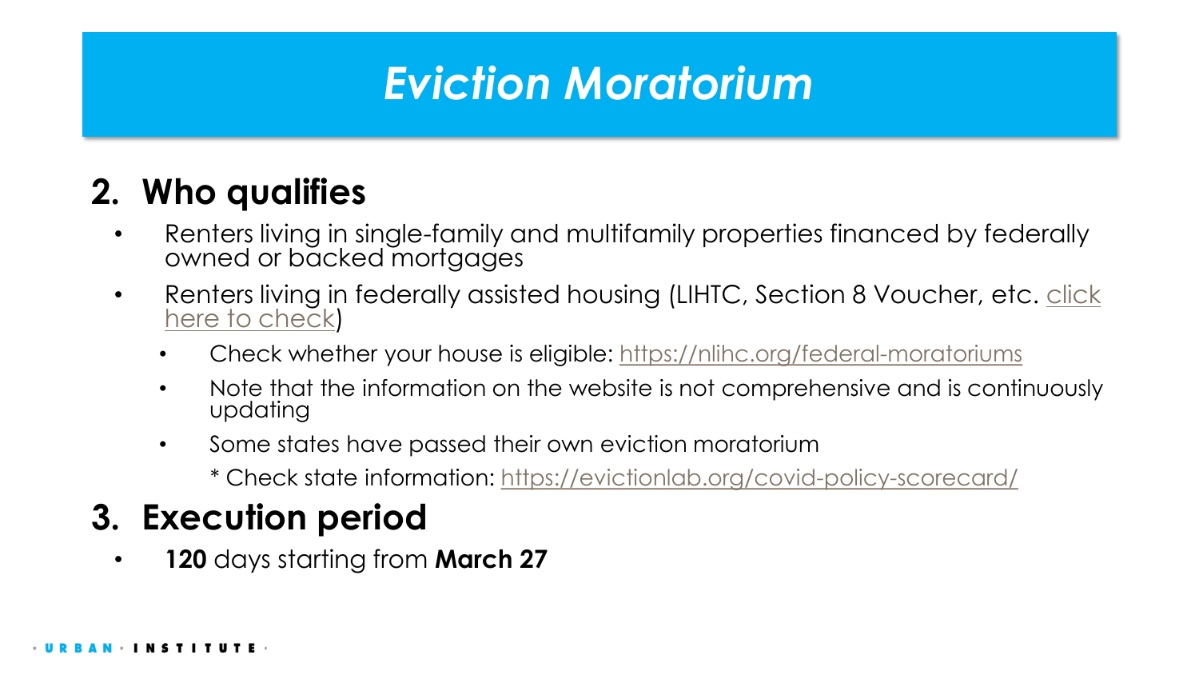# *Eviction Moratorium*

## 2. Who qualifies

- Renters living in single-family and multifamily properties financed by federally owned or backed mortgages
- Renters living in federally assisted housing (LIHTC, Section 8 Voucher, etc. click here to check)
  - Check whether your house is eligible: https://nlihc.org/federal-moratoriums
  - Note that the information on the website is not comprehensive and is continuously updating
  - Some states have passed their own eviction moratorium

    * Check state information: https://evictionlab.org/covid-policy-scorecard/

## 3. Execution period

- **120** days starting from **March 27**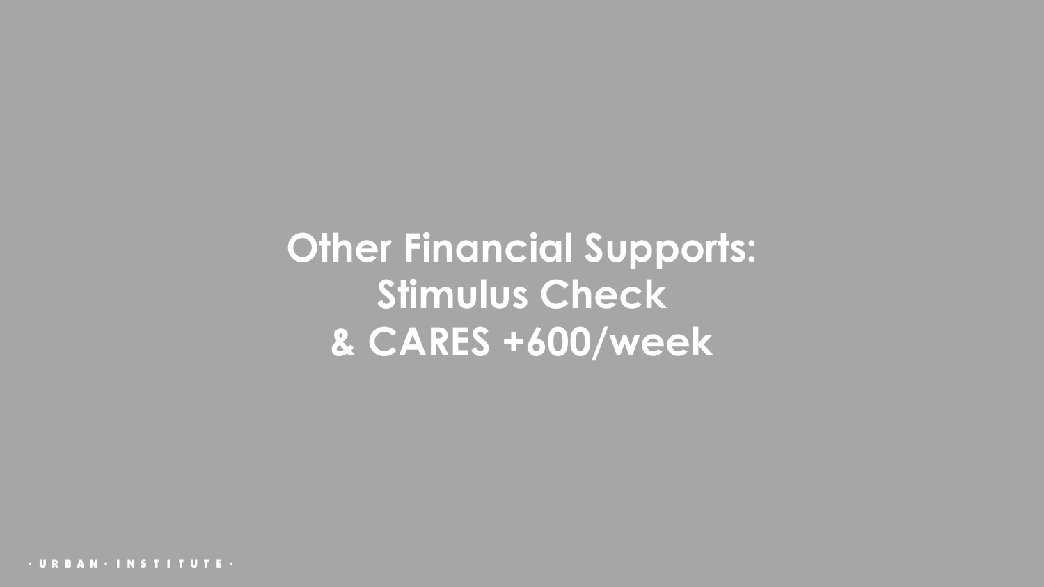# Other Financial Supports: Stimulus Check & CARES +600/week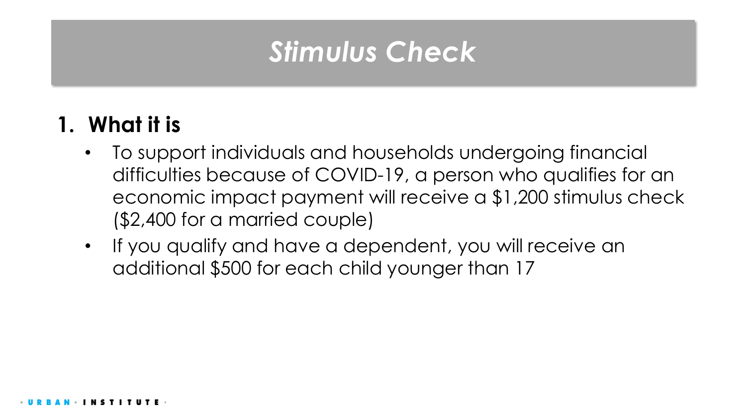# *Stimulus Check*

1. **What it is**
   - To support individuals and households undergoing financial difficulties because of COVID-19, a person who qualifies for an economic impact payment will receive a $1,200 stimulus check ($2,400 for a married couple)
   - If you qualify and have a dependent, you will receive an additional $500 for each child younger than 17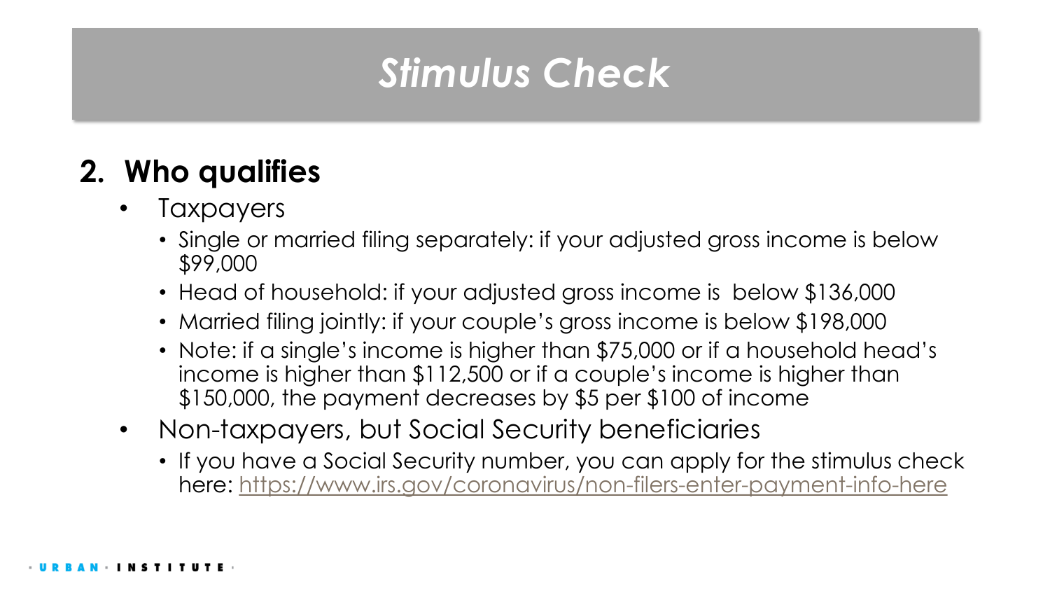# *Stimulus Check*

## 2. Who qualifies

- Taxpayers
  - Single or married filing separately: if your adjusted gross income is below $99,000
  - Head of household: if your adjusted gross income is below $136,000
  - Married filing jointly: if your couple's gross income is below $198,000
  - Note: if a single's income is higher than $75,000 or if a household head's income is higher than $112,500 or if a couple's income is higher than $150,000, the payment decreases by $5 per $100 of income
- Non-taxpayers, but Social Security beneficiaries
  - If you have a Social Security number, you can apply for the stimulus check here: [https://www.irs.gov/coronavirus/non-filers-enter-payment-info-here](https://www.irs.gov/coronavirus/non-filers-enter-payment-info-here)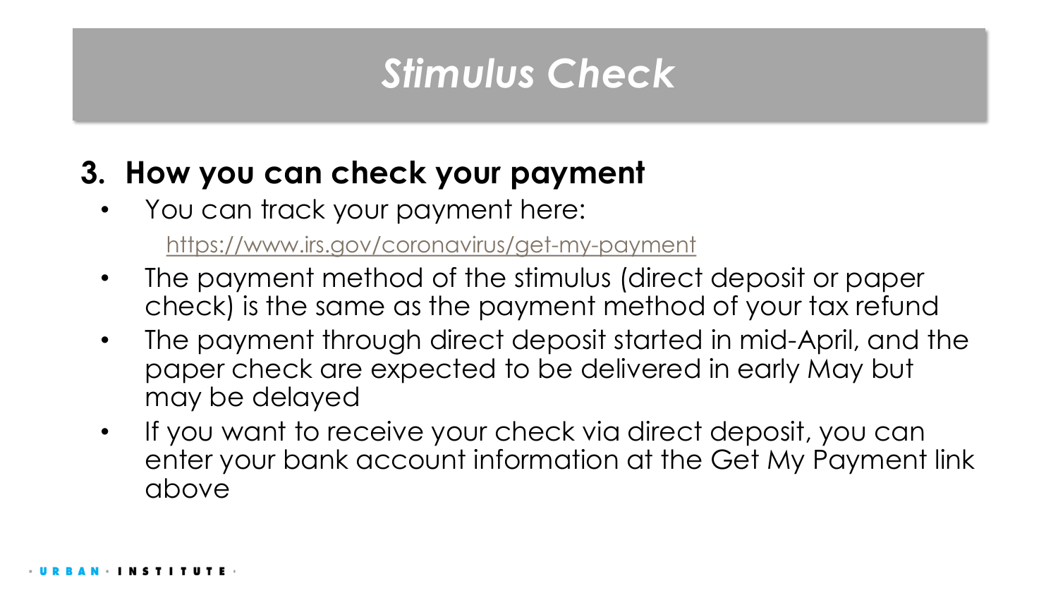# *Stimulus Check*

## 3. How you can check your payment

- You can track your payment here:

  [https://www.irs.gov/coronavirus/get-my-payment](https://www.irs.gov/coronavirus/get-my-payment)

- The payment method of the stimulus (direct deposit or paper check) is the same as the payment method of your tax refund
- The payment through direct deposit started in mid-April, and the paper check are expected to be delivered in early May but may be delayed
- If you want to receive your check via direct deposit, you can enter your bank account information at the Get My Payment link above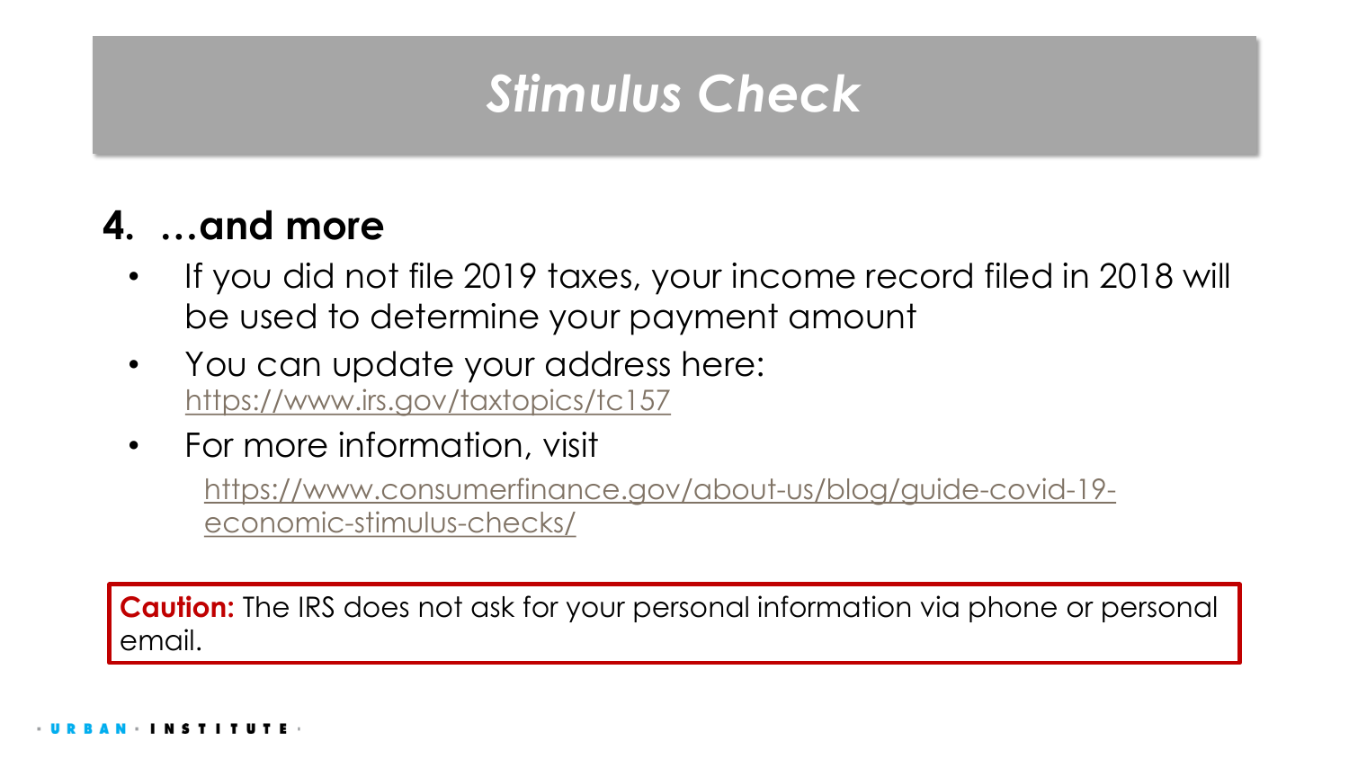# *Stimulus Check*

## 4. …and more

- If you did not file 2019 taxes, your income record filed in 2018 will be used to determine your payment amount
- You can update your address here: https://www.irs.gov/taxtopics/tc157
- For more information, visit

  https://www.consumerfinance.gov/about-us/blog/guide-covid-19-economic-stimulus-checks/

**Caution:** The IRS does not ask for your personal information via phone or personal email.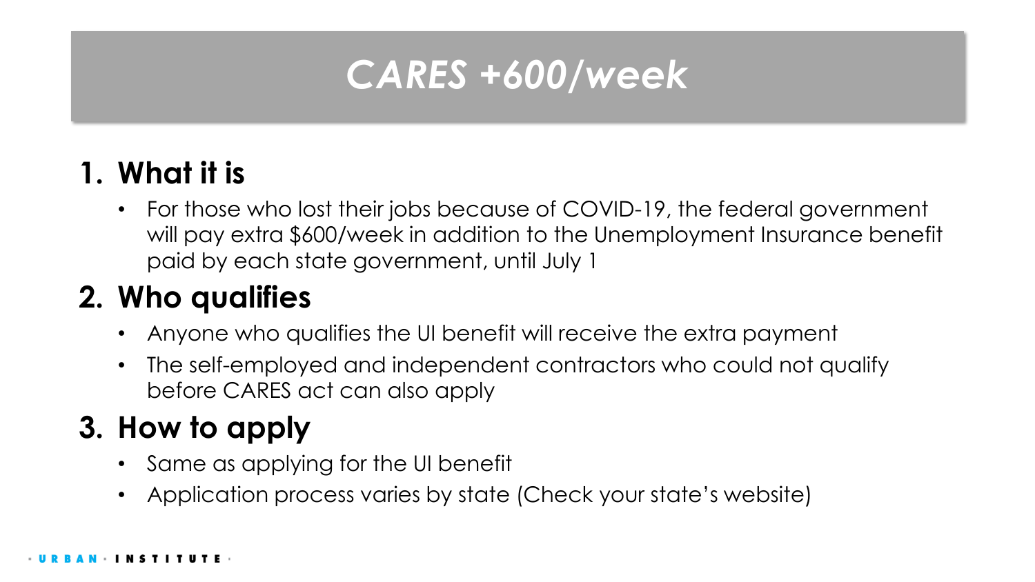# *CARES +600/week*

## 1. What it is

- For those who lost their jobs because of COVID-19, the federal government will pay extra $600/week in addition to the Unemployment Insurance benefit paid by each state government, until July 1

## 2. Who qualifies

- Anyone who qualifies the UI benefit will receive the extra payment
- The self-employed and independent contractors who could not qualify before CARES act can also apply

## 3. How to apply

- Same as applying for the UI benefit
- Application process varies by state (Check your state's website)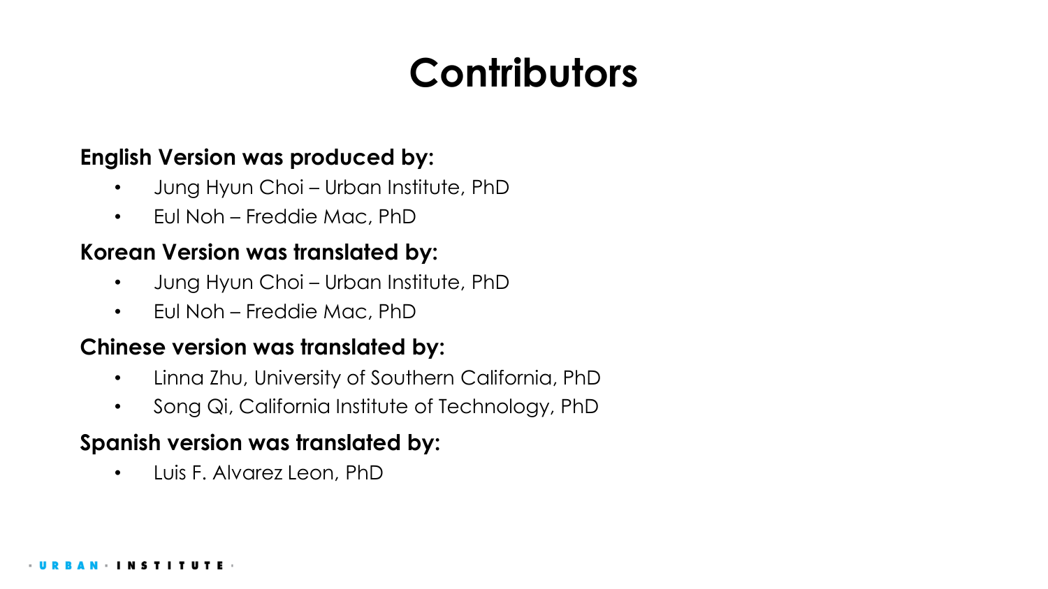# Contributors

**English Version was produced by:**

- Jung Hyun Choi – Urban Institute, PhD
- Eul Noh – Freddie Mac, PhD

**Korean Version was translated by:**

- Jung Hyun Choi – Urban Institute, PhD
- Eul Noh – Freddie Mac, PhD

**Chinese version was translated by:**

- Linna Zhu, University of Southern California, PhD
- Song Qi, California Institute of Technology, PhD

**Spanish version was translated by:**

- Luis F. Alvarez Leon, PhD